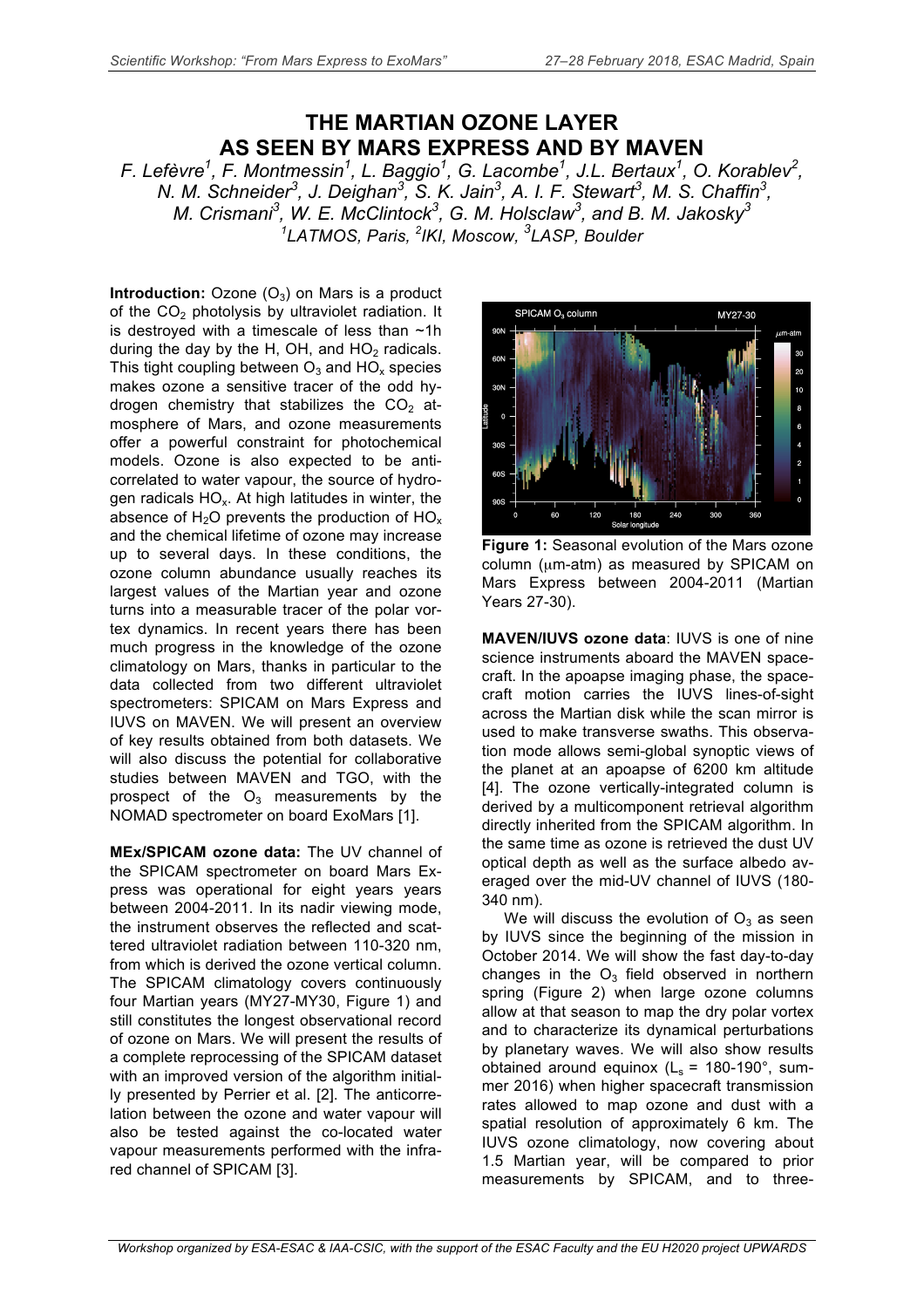# THE MARTIAN OZONE LAYER AS SEEN BY MARS EXPRESS AND BY MAVEN

*F. Lefèvre[1], F. Montmessin[1], L. Baggio[1], G. Lacombe[1], J.L. Bertaux[1], O. Korablev[2], N. M. Schneider[3], J. Deighan[3], S. K. Jain[3], A. I. F. Stewart[3], M. S. Chaffin[3], M. Crismani[3], W. E. McClintock[3], G. M. Holsclaw[3], and B. M. Jakosky[3]*
*[1]LATMOS, Paris, [2]IKI, Moscow, [3]LASP, Boulder*

**Introduction:** Ozone ($O_3$) on Mars is a product of the $CO_2$ photolysis by ultraviolet radiation. It is destroyed with a timescale of less than ~1h during the day by the H, OH, and $HO_2$ radicals. This tight coupling between $O_3$ and $HO_x$ species makes ozone a sensitive tracer of the odd hydrogen chemistry that stabilizes the $CO_2$ atmosphere of Mars, and ozone measurements offer a powerful constraint for photochemical models. Ozone is also expected to be anticorrelated to water vapour, the source of hydrogen radicals $HO_x$. At high latitudes in winter, the absence of $H_2O$ prevents the production of $HO_x$ and the chemical lifetime of ozone may increase up to several days. In these conditions, the ozone column abundance usually reaches its largest values of the Martian year and ozone turns into a measurable tracer of the polar vortex dynamics. In recent years there has been much progress in the knowledge of the ozone climatology on Mars, thanks in particular to the data collected from two different ultraviolet spectrometers: SPICAM on Mars Express and IUVS on MAVEN. We will present an overview of key results obtained from both datasets. We will also discuss the potential for collaborative studies between MAVEN and TGO, with the prospect of the $O_3$ measurements by the NOMAD spectrometer on board ExoMars [1].

**MEx/SPICAM ozone data:** The UV channel of the SPICAM spectrometer on board Mars Express was operational for eight years years between 2004-2011. In its nadir viewing mode, the instrument observes the reflected and scattered ultraviolet radiation between 110-320 nm, from which is derived the ozone vertical column. The SPICAM climatology covers continuously four Martian years (MY27-MY30, Figure 1) and still constitutes the longest observational record of ozone on Mars. We will present the results of a complete reprocessing of the SPICAM dataset with an improved version of the algorithm initially presented by Perrier et al. [2]. The anticorrelation between the ozone and water vapour will also be tested against the co-located water vapour measurements performed with the infrared channel of SPICAM [3].

**Figure 1:** Seasonal evolution of the Mars ozone column (μm-atm) as measured by SPICAM on Mars Express between 2004-2011 (Martian Years 27-30).

**MAVEN/IUVS ozone data**: IUVS is one of nine science instruments aboard the MAVEN spacecraft. In the apoapse imaging phase, the spacecraft motion carries the IUVS lines-of-sight across the Martian disk while the scan mirror is used to make transverse swaths. This observation mode allows semi-global synoptic views of the planet at an apoapse of 6200 km altitude [4]. The ozone vertically-integrated column is derived by a multicomponent retrieval algorithm directly inherited from the SPICAM algorithm. In the same time as ozone is retrieved the dust UV optical depth as well as the surface albedo averaged over the mid-UV channel of IUVS (180-340 nm).

We will discuss the evolution of $O_3$ as seen by IUVS since the beginning of the mission in October 2014. We will show the fast day-to-day changes in the $O_3$ field observed in northern spring (Figure 2) when large ozone columns allow at that season to map the dry polar vortex and to characterize its dynamical perturbations by planetary waves. We will also show results obtained around equinox ($L_s$ = 180-190°, summer 2016) when higher spacecraft transmission rates allowed to map ozone and dust with a spatial resolution of approximately 6 km. The IUVS ozone climatology, now covering about 1.5 Martian year, will be compared to prior measurements by SPICAM, and to three-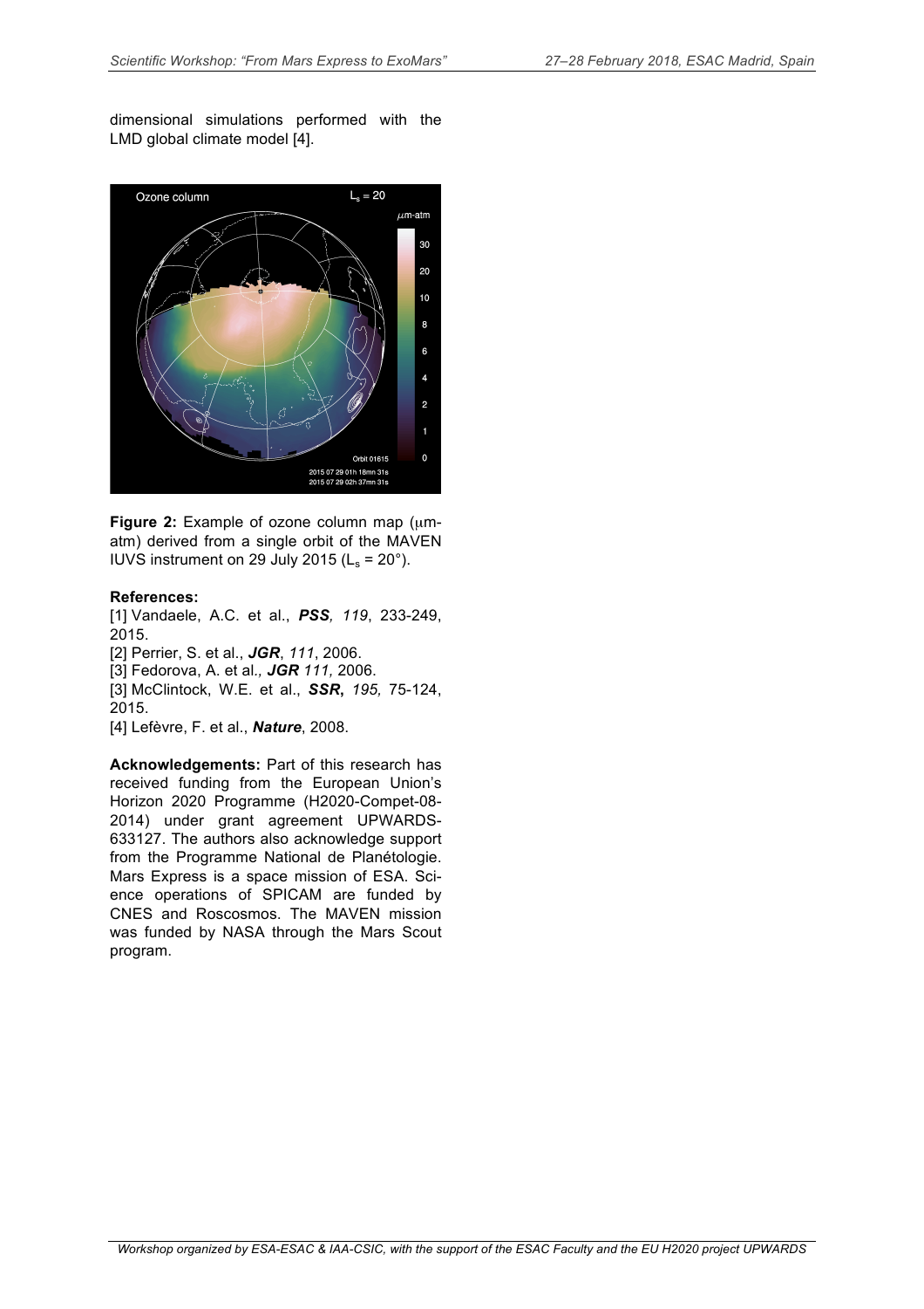dimensional simulations performed with the LMD global climate model [4].

Ozone column

$L_s$ = 20

$\mu$m-atm

30
20
10
8
6
4
2
1
0

Orbit 01615
2015 07 29 01h 18mn 31s
2015 07 29 02h 37mn 31s

**Figure 2:** Example of ozone column map ($\mu$m-atm) derived from a single orbit of the MAVEN IUVS instrument on 29 July 2015 ($L_s$ = 20°).

**References:**

[1] Vandaele, A.C. et al., ***PSS**, 119*, 233-249, 2015.
[2] Perrier, S. et al., ***JGR**, 111*, 2006.
[3] Fedorova, A. et al*.,* ***JGR** 111,* 2006.
[3] McClintock, W.E. et al., ***SSR**, 195,* 75-124, 2015.
[4] Lefèvre, F. et al., ***Nature***, 2008.

**Acknowledgements:** Part of this research has received funding from the European Union's Horizon 2020 Programme (H2020-Compet-08-2014) under grant agreement UPWARDS-633127. The authors also acknowledge support from the Programme National de Planétologie. Mars Express is a space mission of ESA. Science operations of SPICAM are funded by CNES and Roscosmos. The MAVEN mission was funded by NASA through the Mars Scout program.